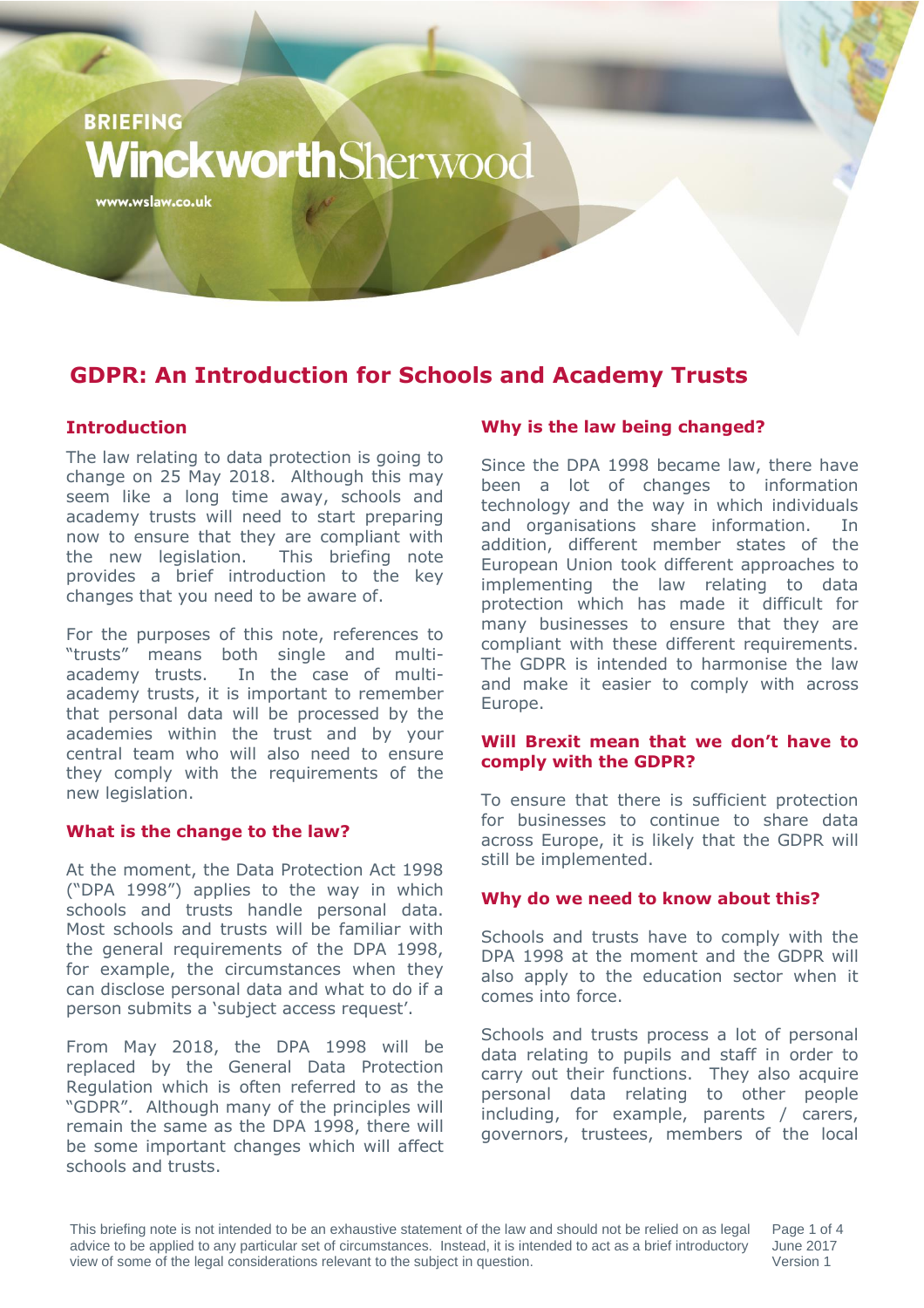BRIEFING

WinckworthSherwood

www.wslaw.co.uk

# GDPR: An Introduction for Schools and Academy Trusts

## Introduction

The law relating to data protection is going to change on 25 May 2018. Although this may seem like a long time away, schools and academy trusts will need to start preparing now to ensure that they are compliant with the new legislation. This briefing note provides a brief introduction to the key changes that you need to be aware of.

For the purposes of this note, references to "trusts" means both single and multi-academy trusts. In the case of multi-academy trusts, it is important to remember that personal data will be processed by the academies within the trust and by your central team who will also need to ensure they comply with the requirements of the new legislation.

## What is the change to the law?

At the moment, the Data Protection Act 1998 ("DPA 1998") applies to the way in which schools and trusts handle personal data. Most schools and trusts will be familiar with the general requirements of the DPA 1998, for example, the circumstances when they can disclose personal data and what to do if a person submits a 'subject access request'.

From May 2018, the DPA 1998 will be replaced by the General Data Protection Regulation which is often referred to as the "GDPR". Although many of the principles will remain the same as the DPA 1998, there will be some important changes which will affect schools and trusts.

## Why is the law being changed?

Since the DPA 1998 became law, there have been a lot of changes to information technology and the way in which individuals and organisations share information. In addition, different member states of the European Union took different approaches to implementing the law relating to data protection which has made it difficult for many businesses to ensure that they are compliant with these different requirements. The GDPR is intended to harmonise the law and make it easier to comply with across Europe.

## Will Brexit mean that we don't have to comply with the GDPR?

To ensure that there is sufficient protection for businesses to continue to share data across Europe, it is likely that the GDPR will still be implemented.

## Why do we need to know about this?

Schools and trusts have to comply with the DPA 1998 at the moment and the GDPR will also apply to the education sector when it comes into force.

Schools and trusts process a lot of personal data relating to pupils and staff in order to carry out their functions. They also acquire personal data relating to other people including, for example, parents / carers, governors, trustees, members of the local

This briefing note is not intended to be an exhaustive statement of the law and should not be relied on as legal advice to be applied to any particular set of circumstances. Instead, it is intended to act as a brief introductory view of some of the legal considerations relevant to the subject in question.

June 2017
Version 1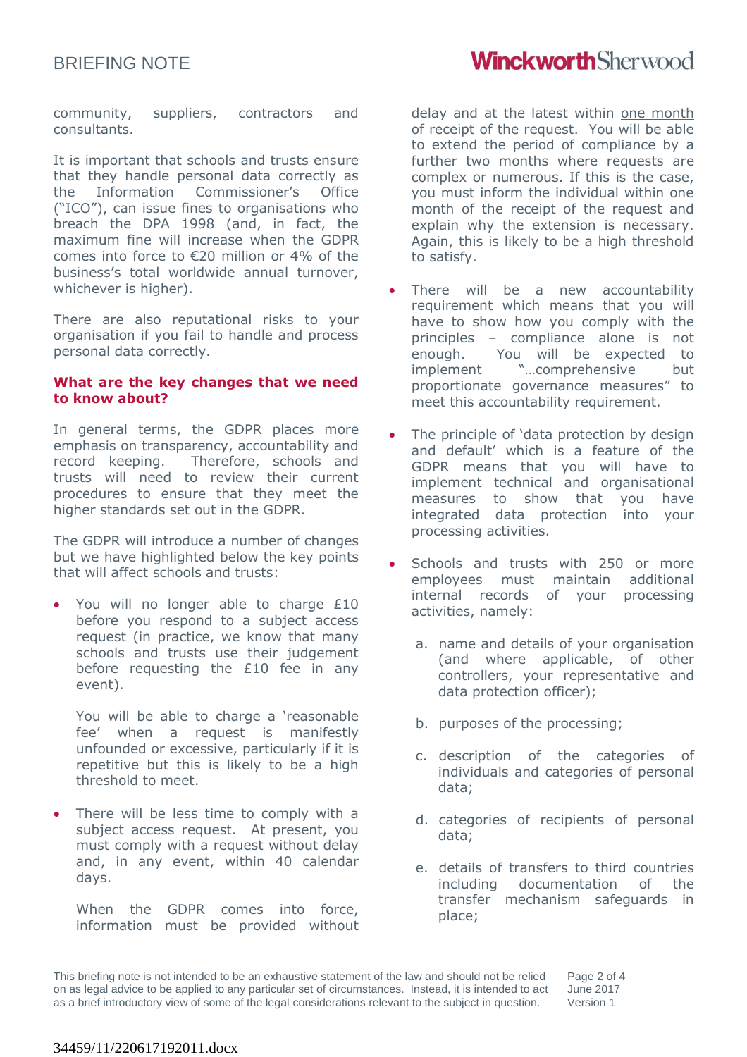community, suppliers, contractors and consultants.

It is important that schools and trusts ensure that they handle personal data correctly as the Information Commissioner's Office ("ICO"), can issue fines to organisations who breach the DPA 1998 (and, in fact, the maximum fine will increase when the GDPR comes into force to €20 million or 4% of the business's total worldwide annual turnover, whichever is higher).

There are also reputational risks to your organisation if you fail to handle and process personal data correctly.

**What are the key changes that we need to know about?**

In general terms, the GDPR places more emphasis on transparency, accountability and record keeping. Therefore, schools and trusts will need to review their current procedures to ensure that they meet the higher standards set out in the GDPR.

The GDPR will introduce a number of changes but we have highlighted below the key points that will affect schools and trusts:

- You will no longer able to charge £10 before you respond to a subject access request (in practice, we know that many schools and trusts use their judgement before requesting the £10 fee in any event).

  You will be able to charge a 'reasonable fee' when a request is manifestly unfounded or excessive, particularly if it is repetitive but this is likely to be a high threshold to meet.

- There will be less time to comply with a subject access request. At present, you must comply with a request without delay and, in any event, within 40 calendar days.

  When the GDPR comes into force, information must be provided without delay and at the latest within one month of receipt of the request. You will be able to extend the period of compliance by a further two months where requests are complex or numerous. If this is the case, you must inform the individual within one month of the receipt of the request and explain why the extension is necessary. Again, this is likely to be a high threshold to satisfy.

- There will be a new accountability requirement which means that you will have to show how you comply with the principles – compliance alone is not enough. You will be expected to implement "…comprehensive but proportionate governance measures" to meet this accountability requirement.

- The principle of 'data protection by design and default' which is a feature of the GDPR means that you will have to implement technical and organisational measures to show that you have integrated data protection into your processing activities.

- Schools and trusts with 250 or more employees must maintain additional internal records of your processing activities, namely:

  a. name and details of your organisation (and where applicable, of other controllers, your representative and data protection officer);

  b. purposes of the processing;

  c. description of the categories of individuals and categories of personal data;

  d. categories of recipients of personal data;

  e. details of transfers to third countries including documentation of the transfer mechanism safeguards in place;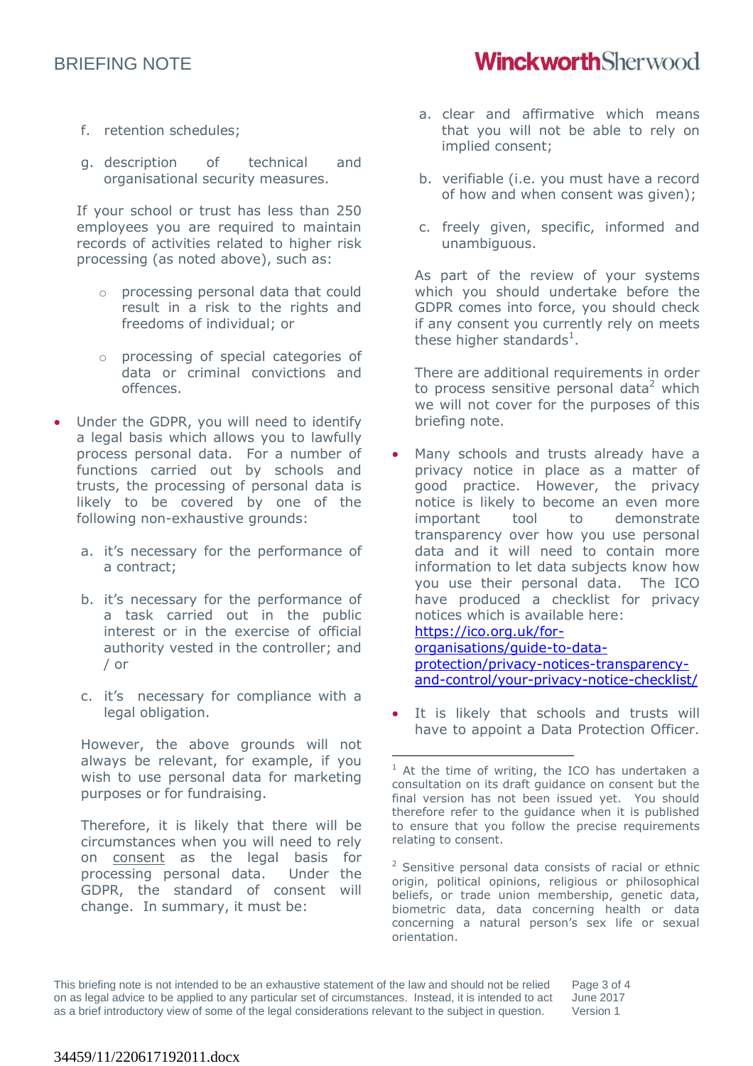f. retention schedules;

g. description of technical and organisational security measures.

If your school or trust has less than 250 employees you are required to maintain records of activities related to higher risk processing (as noted above), such as:

- processing personal data that could result in a risk to the rights and freedoms of individual; or
- processing of special categories of data or criminal convictions and offences.

- Under the GDPR, you will need to identify a legal basis which allows you to lawfully process personal data. For a number of functions carried out by schools and trusts, the processing of personal data is likely to be covered by one of the following non-exhaustive grounds:

  a. it's necessary for the performance of a contract;

  b. it's necessary for the performance of a task carried out in the public interest or in the exercise of official authority vested in the controller; and / or

  c. it's necessary for compliance with a legal obligation.

  However, the above grounds will not always be relevant, for example, if you wish to use personal data for marketing purposes or for fundraising.

  Therefore, it is likely that there will be circumstances when you will need to rely on <u>consent</u> as the legal basis for processing personal data. Under the GDPR, the standard of consent will change. In summary, it must be:

  a. clear and affirmative which means that you will not be able to rely on implied consent;

  b. verifiable (i.e. you must have a record of how and when consent was given);

  c. freely given, specific, informed and unambiguous.

  As part of the review of your systems which you should undertake before the GDPR comes into force, you should check if any consent you currently rely on meets these higher standards[1].

  There are additional requirements in order to process sensitive personal data[2] which we will not cover for the purposes of this briefing note.

- Many schools and trusts already have a privacy notice in place as a matter of good practice. However, the privacy notice is likely to become an even more important tool to demonstrate transparency over how you use personal data and it will need to contain more information to let data subjects know how you use their personal data. The ICO have produced a checklist for privacy notices which is available here: [https://ico.org.uk/for-organisations/guide-to-data-protection/privacy-notices-transparency-and-control/your-privacy-notice-checklist/](https://ico.org.uk/for-organisations/guide-to-data-protection/privacy-notices-transparency-and-control/your-privacy-notice-checklist/)

- It is likely that schools and trusts will have to appoint a Data Protection Officer.

---

[1] At the time of writing, the ICO has undertaken a consultation on its draft guidance on consent but the final version has not been issued yet. You should therefore refer to the guidance when it is published to ensure that you follow the precise requirements relating to consent.

[2] Sensitive personal data consists of racial or ethnic origin, political opinions, religious or philosophical beliefs, or trade union membership, genetic data, biometric data, data concerning health or data concerning a natural person's sex life or sexual orientation.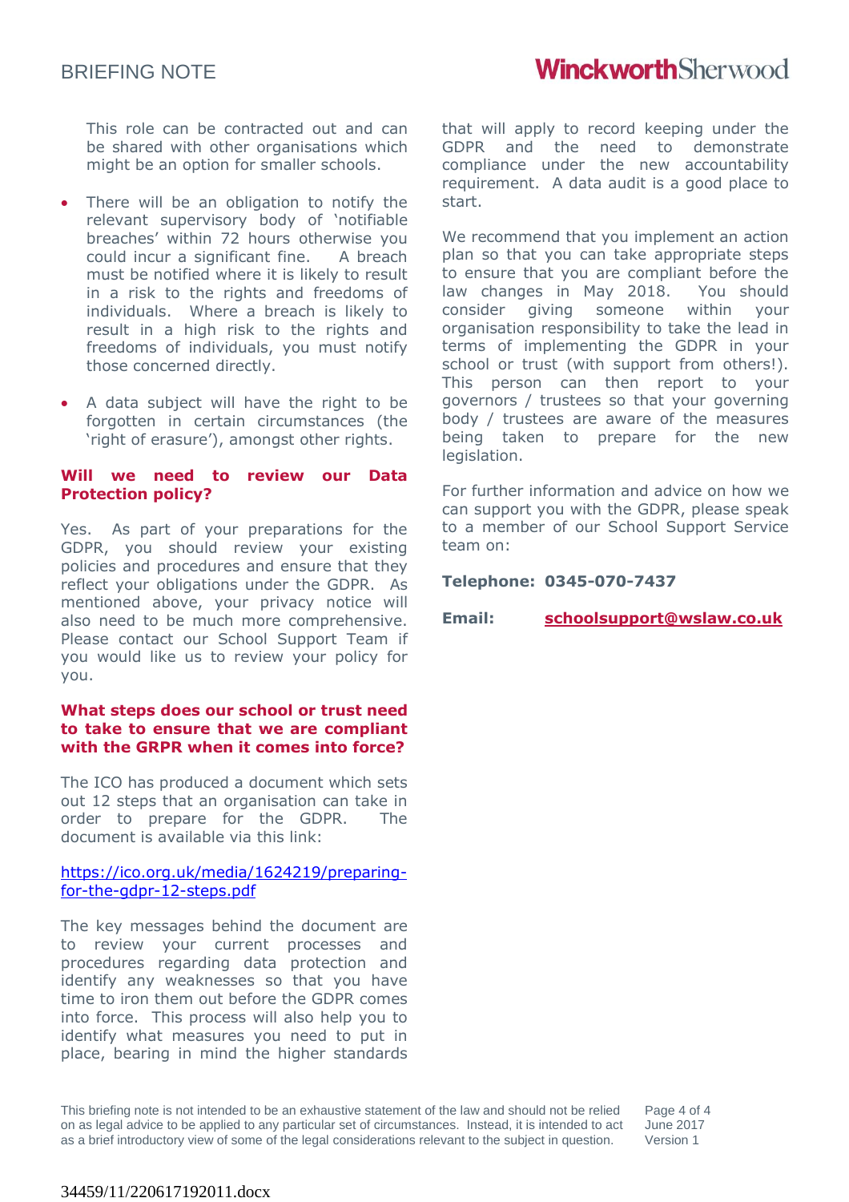This role can be contracted out and can be shared with other organisations which might be an option for smaller schools.

- There will be an obligation to notify the relevant supervisory body of 'notifiable breaches' within 72 hours otherwise you could incur a significant fine. A breach must be notified where it is likely to result in a risk to the rights and freedoms of individuals. Where a breach is likely to result in a high risk to the rights and freedoms of individuals, you must notify those concerned directly.

- A data subject will have the right to be forgotten in certain circumstances (the 'right of erasure'), amongst other rights.

### Will we need to review our Data Protection policy?

Yes. As part of your preparations for the GDPR, you should review your existing policies and procedures and ensure that they reflect your obligations under the GDPR. As mentioned above, your privacy notice will also need to be much more comprehensive. Please contact our School Support Team if you would like us to review your policy for you.

### What steps does our school or trust need to take to ensure that we are compliant with the GRPR when it comes into force?

The ICO has produced a document which sets out 12 steps that an organisation can take in order to prepare for the GDPR. The document is available via this link:

https://ico.org.uk/media/1624219/preparing-for-the-gdpr-12-steps.pdf

The key messages behind the document are to review your current processes and procedures regarding data protection and identify any weaknesses so that you have time to iron them out before the GDPR comes into force. This process will also help you to identify what measures you need to put in place, bearing in mind the higher standards that will apply to record keeping under the GDPR and the need to demonstrate compliance under the new accountability requirement. A data audit is a good place to start.

We recommend that you implement an action plan so that you can take appropriate steps to ensure that you are compliant before the law changes in May 2018. You should consider giving someone within your organisation responsibility to take the lead in terms of implementing the GDPR in your school or trust (with support from others!). This person can then report to your governors / trustees so that your governing body / trustees are aware of the measures being taken to prepare for the new legislation.

For further information and advice on how we can support you with the GDPR, please speak to a member of our School Support Service team on:

**Telephone:** **0345-070-7437**

**Email:** **schoolsupport@wslaw.co.uk**

This briefing note is not intended to be an exhaustive statement of the law and should not be relied on as legal advice to be applied to any particular set of circumstances. Instead, it is intended to act as a brief introductory view of some of the legal considerations relevant to the subject in question.